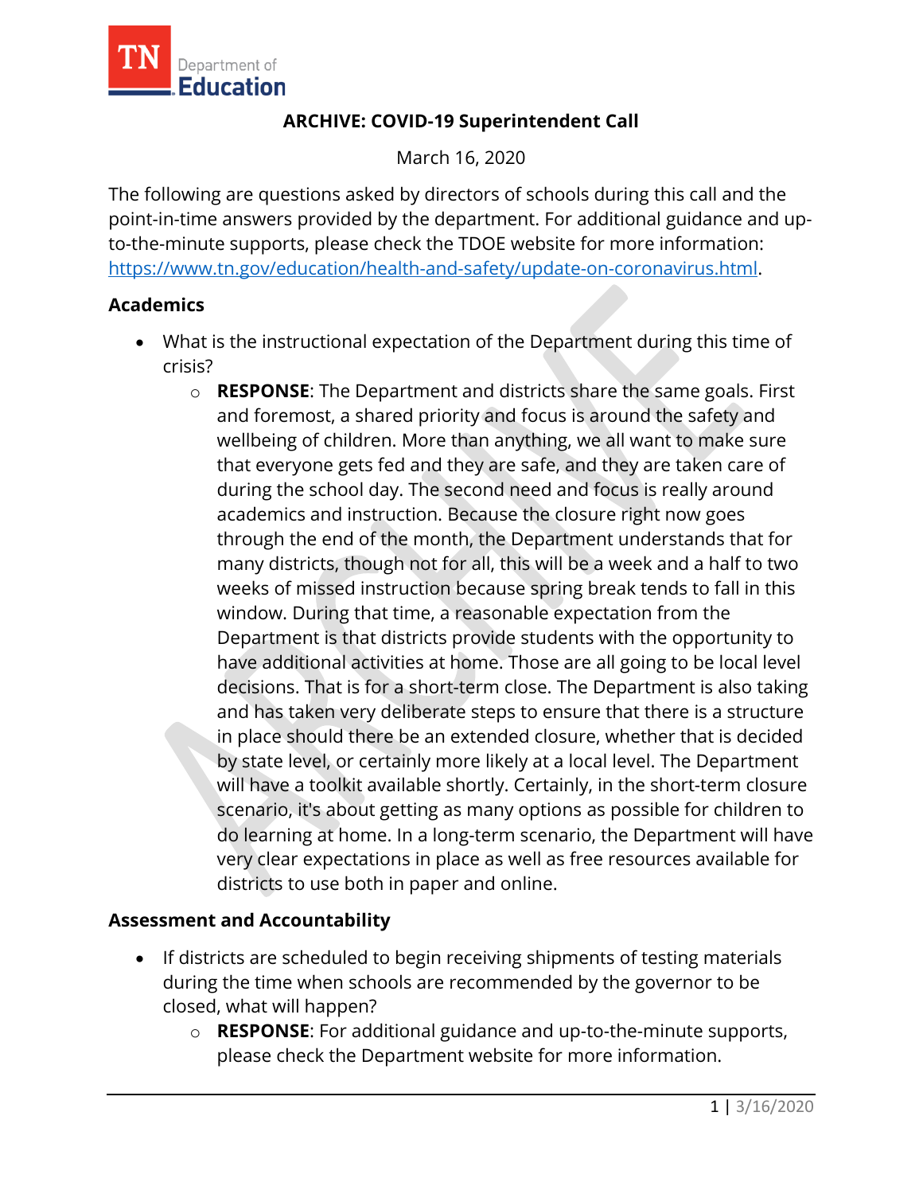TN Department of Education

# ARCHIVE: COVID-19 Superintendent Call

March 16, 2020

The following are questions asked by directors of schools during this call and the point-in-time answers provided by the department. For additional guidance and up-to-the-minute supports, please check the TDOE website for more information: https://www.tn.gov/education/health-and-safety/update-on-coronavirus.html.

## Academics

- What is the instructional expectation of the Department during this time of crisis?
  - **RESPONSE**: The Department and districts share the same goals. First and foremost, a shared priority and focus is around the safety and wellbeing of children. More than anything, we all want to make sure that everyone gets fed and they are safe, and they are taken care of during the school day. The second need and focus is really around academics and instruction. Because the closure right now goes through the end of the month, the Department understands that for many districts, though not for all, this will be a week and a half to two weeks of missed instruction because spring break tends to fall in this window. During that time, a reasonable expectation from the Department is that districts provide students with the opportunity to have additional activities at home. Those are all going to be local level decisions. That is for a short-term close. The Department is also taking and has taken very deliberate steps to ensure that there is a structure in place should there be an extended closure, whether that is decided by state level, or certainly more likely at a local level. The Department will have a toolkit available shortly. Certainly, in the short-term closure scenario, it's about getting as many options as possible for children to do learning at home. In a long-term scenario, the Department will have very clear expectations in place as well as free resources available for districts to use both in paper and online.

## Assessment and Accountability

- If districts are scheduled to begin receiving shipments of testing materials during the time when schools are recommended by the governor to be closed, what will happen?
  - **RESPONSE**: For additional guidance and up-to-the-minute supports, please check the Department website for more information.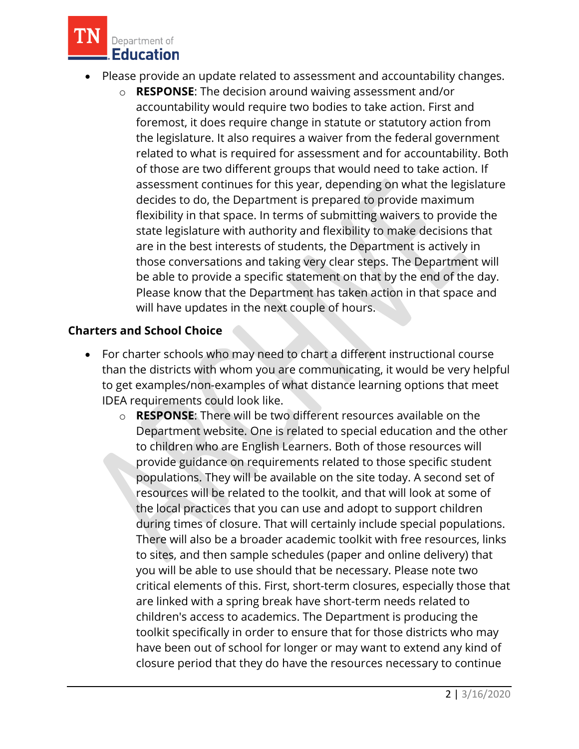- Please provide an update related to assessment and accountability changes.
  - **RESPONSE**: The decision around waiving assessment and/or accountability would require two bodies to take action. First and foremost, it does require change in statute or statutory action from the legislature. It also requires a waiver from the federal government related to what is required for assessment and for accountability. Both of those are two different groups that would need to take action. If assessment continues for this year, depending on what the legislature decides to do, the Department is prepared to provide maximum flexibility in that space. In terms of submitting waivers to provide the state legislature with authority and flexibility to make decisions that are in the best interests of students, the Department is actively in those conversations and taking very clear steps. The Department will be able to provide a specific statement on that by the end of the day. Please know that the Department has taken action in that space and will have updates in the next couple of hours.

**Charters and School Choice**

- For charter schools who may need to chart a different instructional course than the districts with whom you are communicating, it would be very helpful to get examples/non-examples of what distance learning options that meet IDEA requirements could look like.
  - **RESPONSE**: There will be two different resources available on the Department website. One is related to special education and the other to children who are English Learners. Both of those resources will provide guidance on requirements related to those specific student populations. They will be available on the site today. A second set of resources will be related to the toolkit, and that will look at some of the local practices that you can use and adopt to support children during times of closure. That will certainly include special populations. There will also be a broader academic toolkit with free resources, links to sites, and then sample schedules (paper and online delivery) that you will be able to use should that be necessary. Please note two critical elements of this. First, short-term closures, especially those that are linked with a spring break have short-term needs related to children's access to academics. The Department is producing the toolkit specifically in order to ensure that for those districts who may have been out of school for longer or may want to extend any kind of closure period that they do have the resources necessary to continue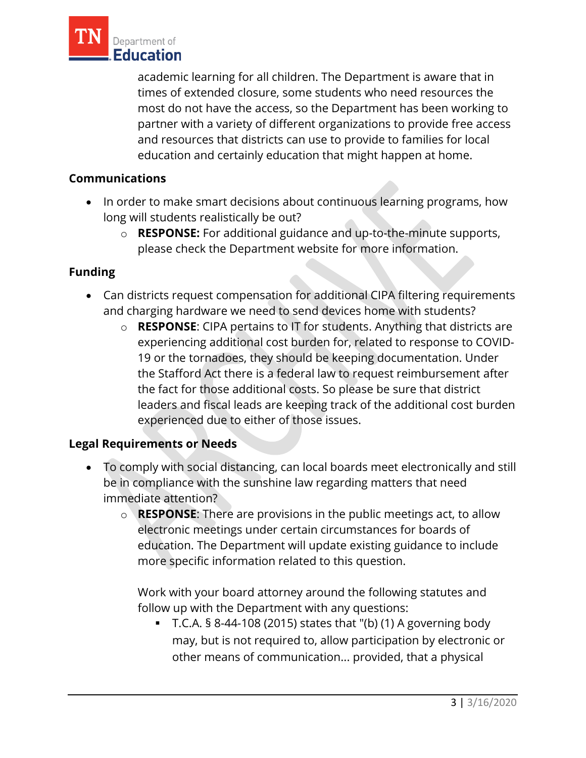academic learning for all children. The Department is aware that in times of extended closure, some students who need resources the most do not have the access, so the Department has been working to partner with a variety of different organizations to provide free access and resources that districts can use to provide to families for local education and certainly education that might happen at home.

### Communications

- In order to make smart decisions about continuous learning programs, how long will students realistically be out?
  - **RESPONSE:** For additional guidance and up-to-the-minute supports, please check the Department website for more information.

### Funding

- Can districts request compensation for additional CIPA filtering requirements and charging hardware we need to send devices home with students?
  - **RESPONSE**: CIPA pertains to IT for students. Anything that districts are experiencing additional cost burden for, related to response to COVID-19 or the tornadoes, they should be keeping documentation. Under the Stafford Act there is a federal law to request reimbursement after the fact for those additional costs. So please be sure that district leaders and fiscal leads are keeping track of the additional cost burden experienced due to either of those issues.

### Legal Requirements or Needs

- To comply with social distancing, can local boards meet electronically and still be in compliance with the sunshine law regarding matters that need immediate attention?
  - **RESPONSE**: There are provisions in the public meetings act, to allow electronic meetings under certain circumstances for boards of education. The Department will update existing guidance to include more specific information related to this question.

    Work with your board attorney around the following statutes and follow up with the Department with any questions:

    - T.C.A. § 8-44-108 (2015) states that "(b) (1) A governing body may, but is not required to, allow participation by electronic or other means of communication... provided, that a physical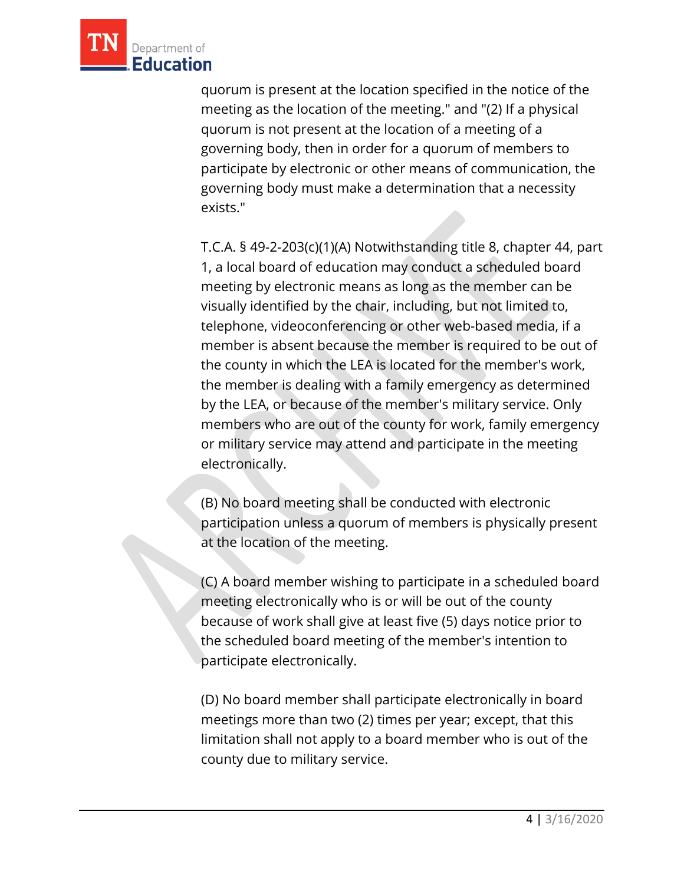quorum is present at the location specified in the notice of the meeting as the location of the meeting." and "(2) If a physical quorum is not present at the location of a meeting of a governing body, then in order for a quorum of members to participate by electronic or other means of communication, the governing body must make a determination that a necessity exists."

T.C.A. § 49-2-203(c)(1)(A) Notwithstanding title 8, chapter 44, part 1, a local board of education may conduct a scheduled board meeting by electronic means as long as the member can be visually identified by the chair, including, but not limited to, telephone, videoconferencing or other web-based media, if a member is absent because the member is required to be out of the county in which the LEA is located for the member's work, the member is dealing with a family emergency as determined by the LEA, or because of the member's military service. Only members who are out of the county for work, family emergency or military service may attend and participate in the meeting electronically.

(B) No board meeting shall be conducted with electronic participation unless a quorum of members is physically present at the location of the meeting.

(C) A board member wishing to participate in a scheduled board meeting electronically who is or will be out of the county because of work shall give at least five (5) days notice prior to the scheduled board meeting of the member's intention to participate electronically.

(D) No board member shall participate electronically in board meetings more than two (2) times per year; except, that this limitation shall not apply to a board member who is out of the county due to military service.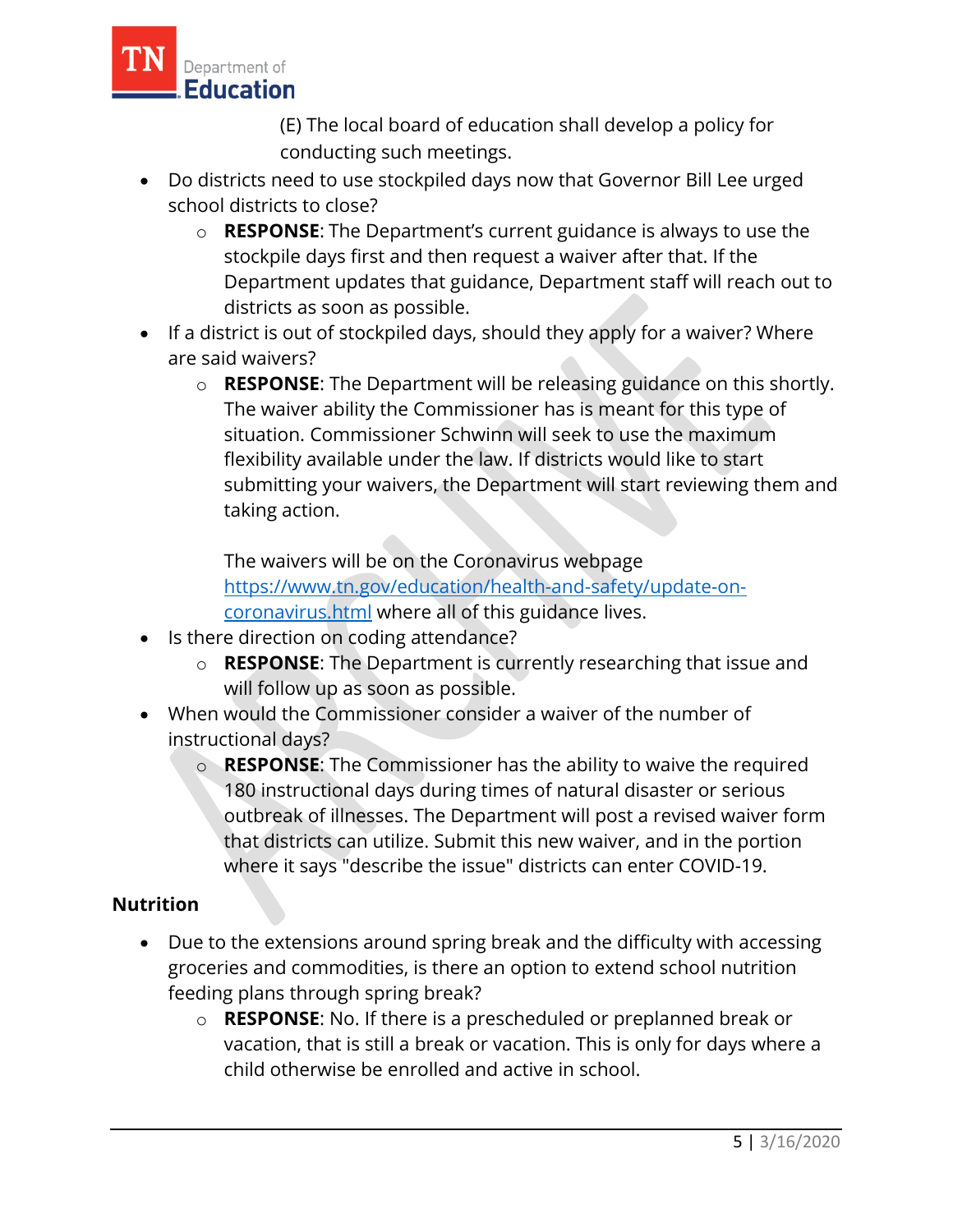(E) The local board of education shall develop a policy for conducting such meetings.

- Do districts need to use stockpiled days now that Governor Bill Lee urged school districts to close?
  - **RESPONSE**: The Department's current guidance is always to use the stockpile days first and then request a waiver after that. If the Department updates that guidance, Department staff will reach out to districts as soon as possible.
- If a district is out of stockpiled days, should they apply for a waiver? Where are said waivers?
  - **RESPONSE**: The Department will be releasing guidance on this shortly. The waiver ability the Commissioner has is meant for this type of situation. Commissioner Schwinn will seek to use the maximum flexibility available under the law. If districts would like to start submitting your waivers, the Department will start reviewing them and taking action.

    The waivers will be on the Coronavirus webpage [https://www.tn.gov/education/health-and-safety/update-on-coronavirus.html](https://www.tn.gov/education/health-and-safety/update-on-coronavirus.html) where all of this guidance lives.
- Is there direction on coding attendance?
  - **RESPONSE**: The Department is currently researching that issue and will follow up as soon as possible.
- When would the Commissioner consider a waiver of the number of instructional days?
  - **RESPONSE**: The Commissioner has the ability to waive the required 180 instructional days during times of natural disaster or serious outbreak of illnesses. The Department will post a revised waiver form that districts can utilize. Submit this new waiver, and in the portion where it says "describe the issue" districts can enter COVID-19.

**Nutrition**

- Due to the extensions around spring break and the difficulty with accessing groceries and commodities, is there an option to extend school nutrition feeding plans through spring break?
  - **RESPONSE**: No. If there is a prescheduled or preplanned break or vacation, that is still a break or vacation. This is only for days where a child otherwise be enrolled and active in school.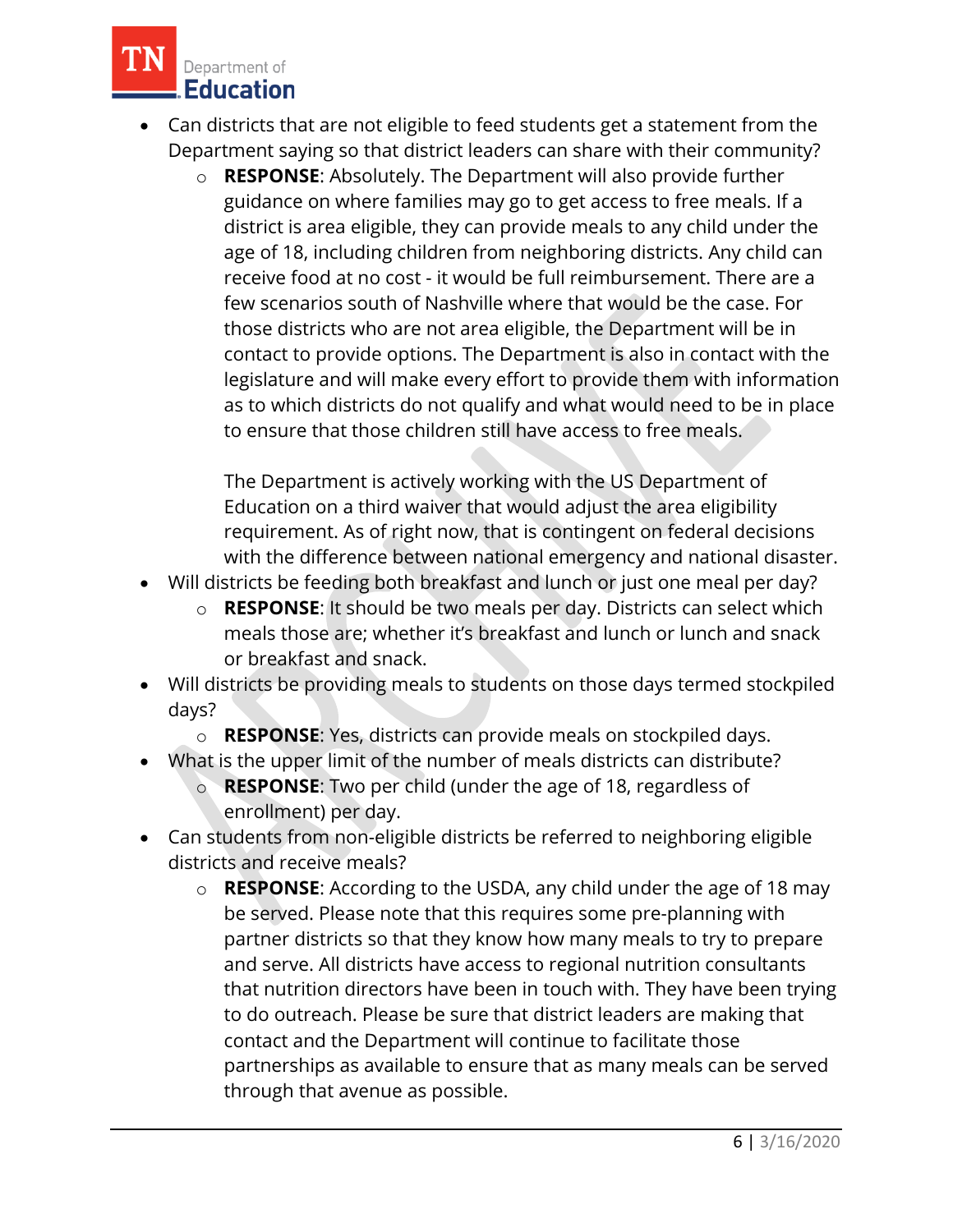- Can districts that are not eligible to feed students get a statement from the Department saying so that district leaders can share with their community?
  - **RESPONSE**: Absolutely. The Department will also provide further guidance on where families may go to get access to free meals. If a district is area eligible, they can provide meals to any child under the age of 18, including children from neighboring districts. Any child can receive food at no cost - it would be full reimbursement. There are a few scenarios south of Nashville where that would be the case. For those districts who are not area eligible, the Department will be in contact to provide options. The Department is also in contact with the legislature and will make every effort to provide them with information as to which districts do not qualify and what would need to be in place to ensure that those children still have access to free meals.

    The Department is actively working with the US Department of Education on a third waiver that would adjust the area eligibility requirement. As of right now, that is contingent on federal decisions with the difference between national emergency and national disaster.
- Will districts be feeding both breakfast and lunch or just one meal per day?
  - **RESPONSE**: It should be two meals per day. Districts can select which meals those are; whether it's breakfast and lunch or lunch and snack or breakfast and snack.
- Will districts be providing meals to students on those days termed stockpiled days?
  - **RESPONSE**: Yes, districts can provide meals on stockpiled days.
- What is the upper limit of the number of meals districts can distribute?
  - **RESPONSE**: Two per child (under the age of 18, regardless of enrollment) per day.
- Can students from non-eligible districts be referred to neighboring eligible districts and receive meals?
  - **RESPONSE**: According to the USDA, any child under the age of 18 may be served. Please note that this requires some pre-planning with partner districts so that they know how many meals to try to prepare and serve. All districts have access to regional nutrition consultants that nutrition directors have been in touch with. They have been trying to do outreach. Please be sure that district leaders are making that contact and the Department will continue to facilitate those partnerships as available to ensure that as many meals can be served through that avenue as possible.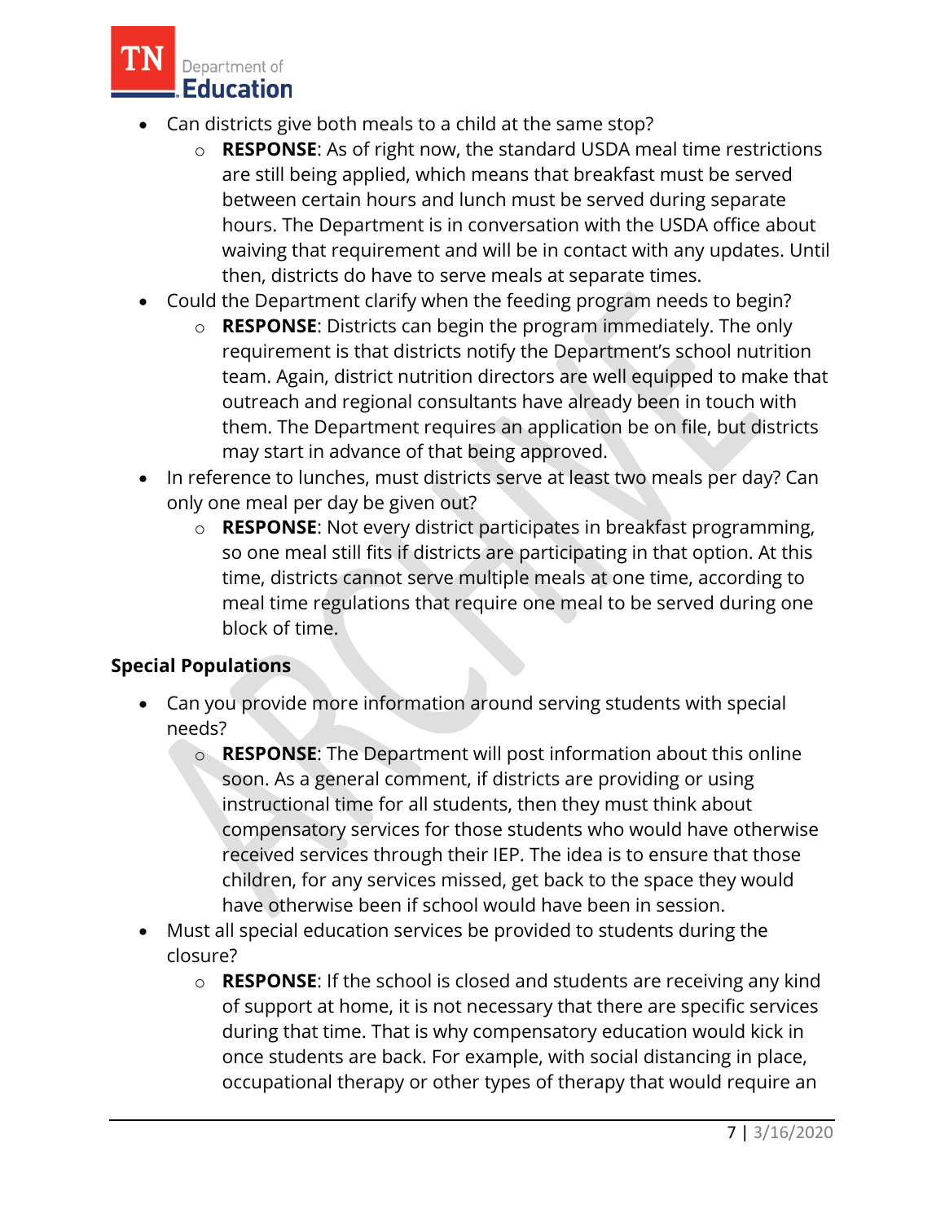- Can districts give both meals to a child at the same stop?
    - **RESPONSE**: As of right now, the standard USDA meal time restrictions are still being applied, which means that breakfast must be served between certain hours and lunch must be served during separate hours. The Department is in conversation with the USDA office about waiving that requirement and will be in contact with any updates. Until then, districts do have to serve meals at separate times.
- Could the Department clarify when the feeding program needs to begin?
    - **RESPONSE**: Districts can begin the program immediately. The only requirement is that districts notify the Department's school nutrition team. Again, district nutrition directors are well equipped to make that outreach and regional consultants have already been in touch with them. The Department requires an application be on file, but districts may start in advance of that being approved.
- In reference to lunches, must districts serve at least two meals per day? Can only one meal per day be given out?
    - **RESPONSE**: Not every district participates in breakfast programming, so one meal still fits if districts are participating in that option. At this time, districts cannot serve multiple meals at one time, according to meal time regulations that require one meal to be served during one block of time.

**Special Populations**

- Can you provide more information around serving students with special needs?
    - **RESPONSE**: The Department will post information about this online soon. As a general comment, if districts are providing or using instructional time for all students, then they must think about compensatory services for those students who would have otherwise received services through their IEP. The idea is to ensure that those children, for any services missed, get back to the space they would have otherwise been if school would have been in session.
- Must all special education services be provided to students during the closure?
    - **RESPONSE**: If the school is closed and students are receiving any kind of support at home, it is not necessary that there are specific services during that time. That is why compensatory education would kick in once students are back. For example, with social distancing in place, occupational therapy or other types of therapy that would require an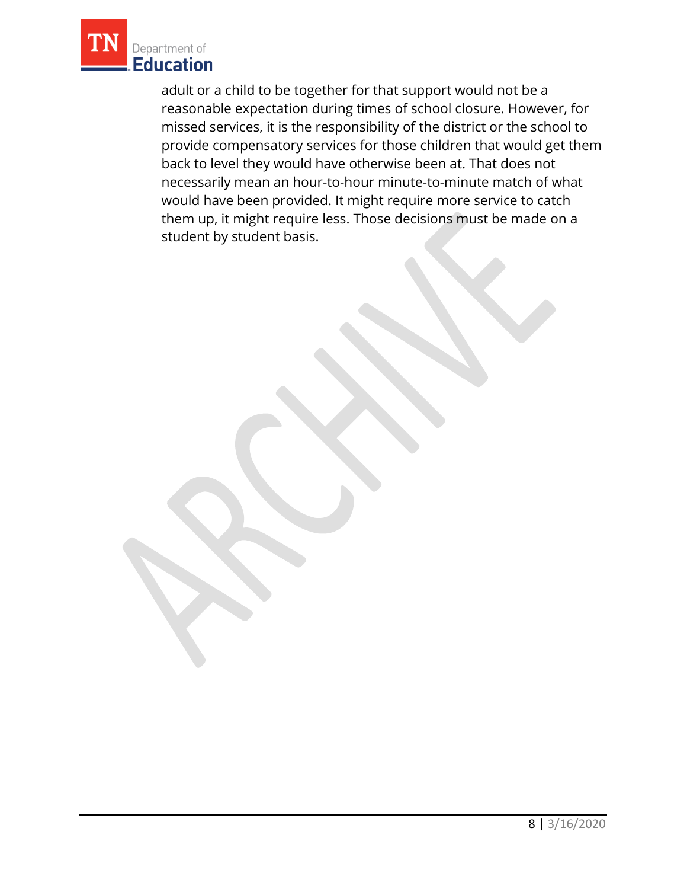adult or a child to be together for that support would not be a reasonable expectation during times of school closure. However, for missed services, it is the responsibility of the district or the school to provide compensatory services for those children that would get them back to level they would have otherwise been at. That does not necessarily mean an hour-to-hour minute-to-minute match of what would have been provided. It might require more service to catch them up, it might require less. Those decisions must be made on a student by student basis.